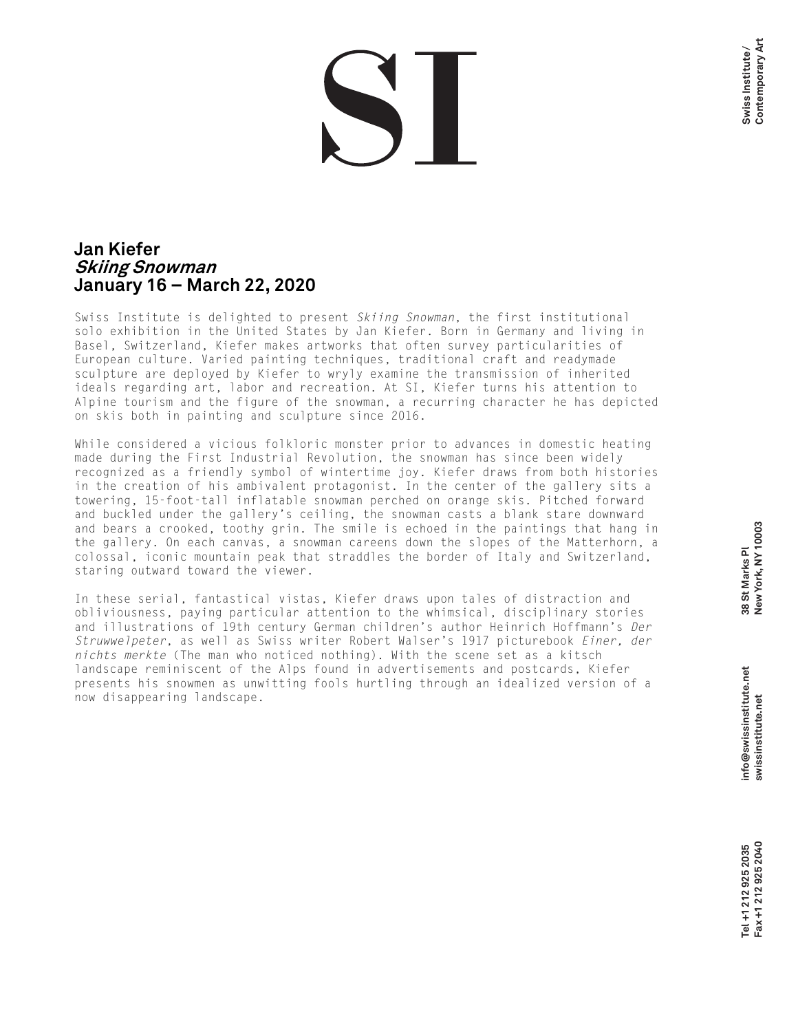# Jan Kiefer
## *Skiing Snowman*
## January 16 – March 22, 2020

Swiss Institute is delighted to present *Skiing Snowman*, the first institutional solo exhibition in the United States by Jan Kiefer. Born in Germany and living in Basel, Switzerland, Kiefer makes artworks that often survey particularities of European culture. Varied painting techniques, traditional craft and readymade sculpture are deployed by Kiefer to wryly examine the transmission of inherited ideals regarding art, labor and recreation. At SI, Kiefer turns his attention to Alpine tourism and the figure of the snowman, a recurring character he has depicted on skis both in painting and sculpture since 2016.

While considered a vicious folkloric monster prior to advances in domestic heating made during the First Industrial Revolution, the snowman has since been widely recognized as a friendly symbol of wintertime joy. Kiefer draws from both histories in the creation of his ambivalent protagonist. In the center of the gallery sits a towering, 15-foot-tall inflatable snowman perched on orange skis. Pitched forward and buckled under the gallery's ceiling, the snowman casts a blank stare downward and bears a crooked, toothy grin. The smile is echoed in the paintings that hang in the gallery. On each canvas, a snowman careens down the slopes of the Matterhorn, a colossal, iconic mountain peak that straddles the border of Italy and Switzerland, staring outward toward the viewer.

In these serial, fantastical vistas, Kiefer draws upon tales of distraction and obliviousness, paying particular attention to the whimsical, disciplinary stories and illustrations of 19th century German children's author Heinrich Hoffmann's *Der Struwwelpeter*, as well as Swiss writer Robert Walser's 1917 picturebook *Einer, der nichts merkte* (The man who noticed nothing). With the scene set as a kitsch landscape reminiscent of the Alps found in advertisements and postcards, Kiefer presents his snowmen as unwitting fools hurtling through an idealized version of a now disappearing landscape.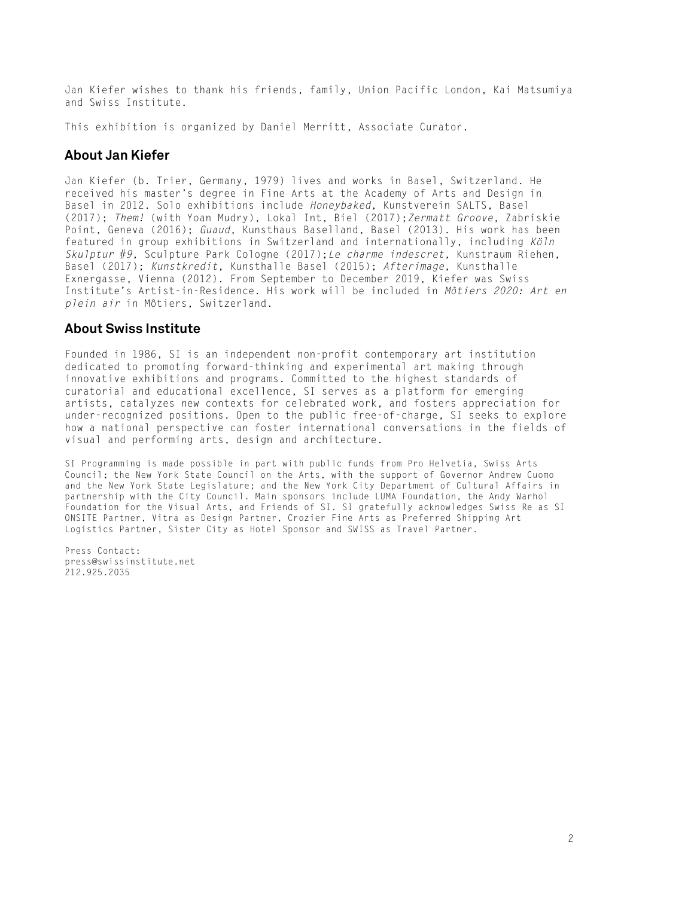Jan Kiefer wishes to thank his friends, family, Union Pacific London, Kai Matsumiya and Swiss Institute.

This exhibition is organized by Daniel Merritt, Associate Curator.

## About Jan Kiefer

Jan Kiefer (b. Trier, Germany, 1979) lives and works in Basel, Switzerland. He received his master's degree in Fine Arts at the Academy of Arts and Design in Basel in 2012. Solo exhibitions include *Honeybaked*, Kunstverein SALTS, Basel (2017); *Them!* (with Yoan Mudry), Lokal Int, Biel (2017);*Zermatt Groove*, Zabriskie Point, Geneva (2016); *Guaud*, Kunsthaus Baselland, Basel (2013). His work has been featured in group exhibitions in Switzerland and internationally, including *Köln Skulptur #9*, Sculpture Park Cologne (2017);*Le charme indescret*, Kunstraum Riehen, Basel (2017); *Kunstkredit*, Kunsthalle Basel (2015); *Afterimage*, Kunsthalle Exnergasse, Vienna (2012). From September to December 2019, Kiefer was Swiss Institute's Artist-in-Residence. His work will be included in *Môtiers 2020: Art en plein air* in Môtiers, Switzerland.

## About Swiss Institute

Founded in 1986, SI is an independent non-profit contemporary art institution dedicated to promoting forward-thinking and experimental art making through innovative exhibitions and programs. Committed to the highest standards of curatorial and educational excellence, SI serves as a platform for emerging artists, catalyzes new contexts for celebrated work, and fosters appreciation for under-recognized positions. Open to the public free-of-charge, SI seeks to explore how a national perspective can foster international conversations in the fields of visual and performing arts, design and architecture.

SI Programming is made possible in part with public funds from Pro Helvetia, Swiss Arts Council; the New York State Council on the Arts, with the support of Governor Andrew Cuomo and the New York State Legislature; and the New York City Department of Cultural Affairs in partnership with the City Council. Main sponsors include LUMA Foundation, the Andy Warhol Foundation for the Visual Arts, and Friends of SI. SI gratefully acknowledges Swiss Re as SI ONSITE Partner, Vitra as Design Partner, Crozier Fine Arts as Preferred Shipping Art Logistics Partner, Sister City as Hotel Sponsor and SWISS as Travel Partner.

Press Contact:
press@swissinstitute.net
212.925.2035